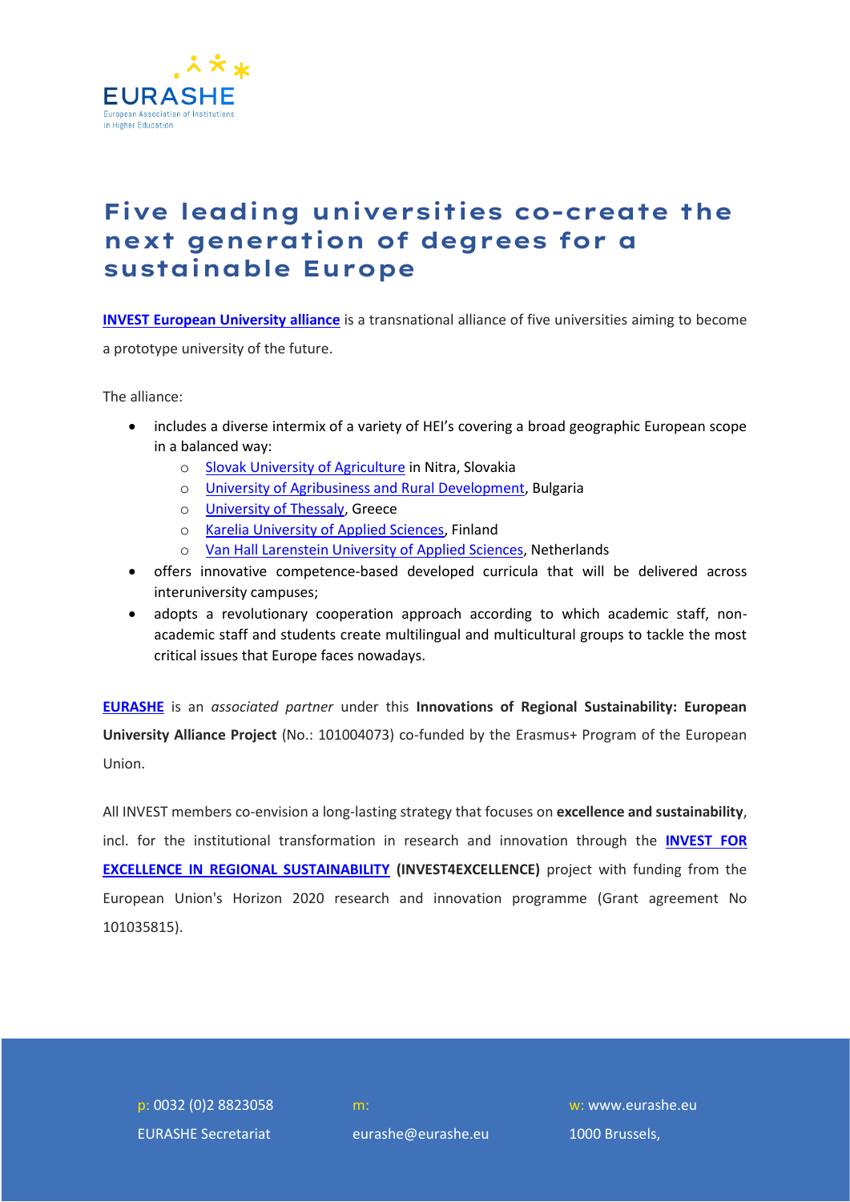# Five leading universities co-create the next generation of degrees for a sustainable Europe

**INVEST European University alliance** is a transnational alliance of five universities aiming to become a prototype university of the future.

The alliance:

- includes a diverse intermix of a variety of HEI's covering a broad geographic European scope in a balanced way:
  - Slovak University of Agriculture in Nitra, Slovakia
  - University of Agribusiness and Rural Development, Bulgaria
  - University of Thessaly, Greece
  - Karelia University of Applied Sciences, Finland
  - Van Hall Larenstein University of Applied Sciences, Netherlands
- offers innovative competence-based developed curricula that will be delivered across interuniversity campuses;
- adopts a revolutionary cooperation approach according to which academic staff, non-academic staff and students create multilingual and multicultural groups to tackle the most critical issues that Europe faces nowadays.

**EURASHE** is an *associated partner* under this **Innovations of Regional Sustainability: European University Alliance Project** (No.: 101004073) co-funded by the Erasmus+ Program of the European Union.

All INVEST members co-envision a long-lasting strategy that focuses on **excellence and sustainability**, incl. for the institutional transformation in research and innovation through the **INVEST FOR EXCELLENCE IN REGIONAL SUSTAINABILITY** **(INVEST4EXCELLENCE)** project with funding from the European Union's Horizon 2020 research and innovation programme (Grant agreement No 101035815).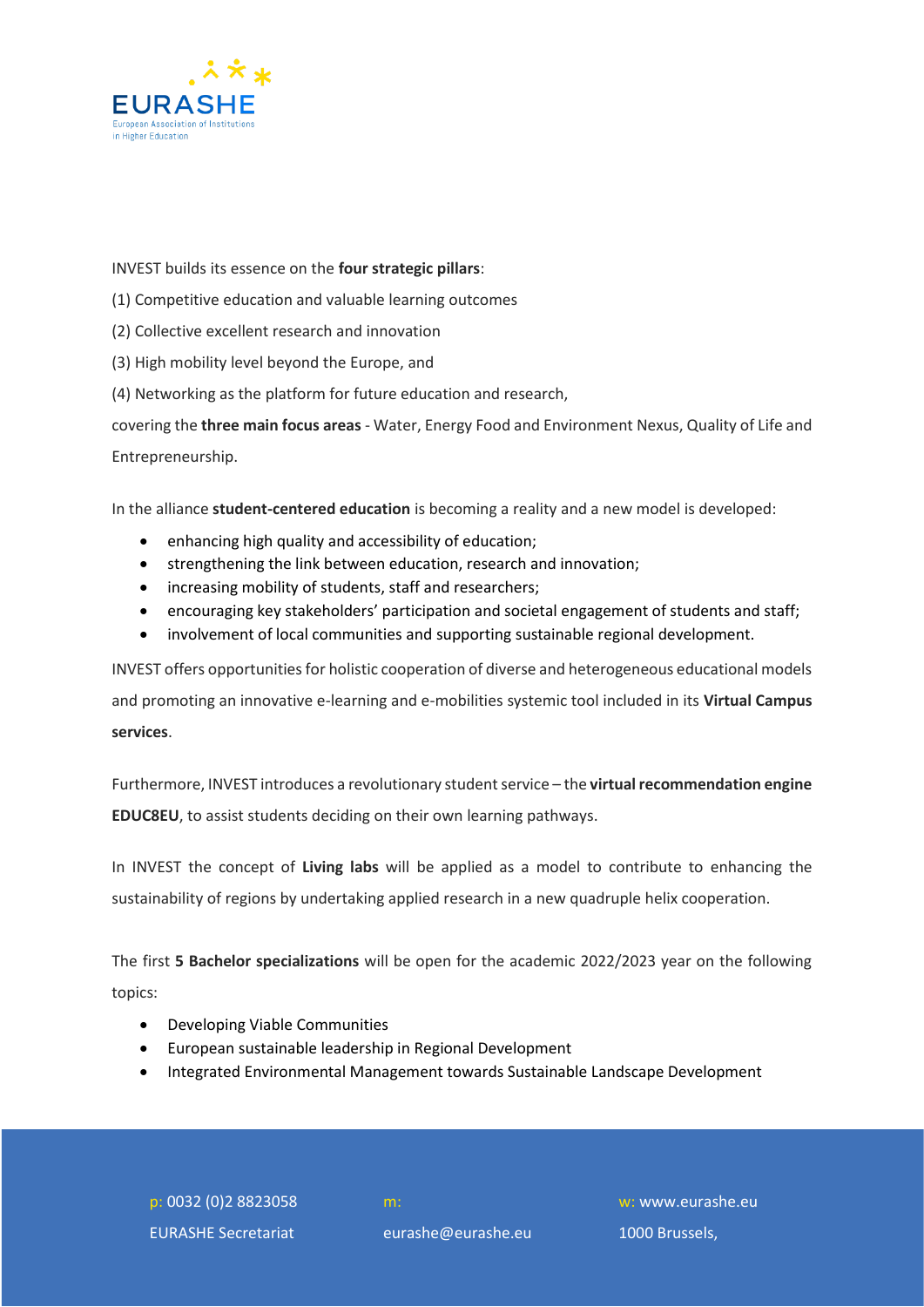INVEST builds its essence on the **four strategic pillars**:

(1) Competitive education and valuable learning outcomes

(2) Collective excellent research and innovation

(3) High mobility level beyond the Europe, and

(4) Networking as the platform for future education and research,

covering the **three main focus areas** - Water, Energy Food and Environment Nexus, Quality of Life and Entrepreneurship.

In the alliance **student-centered education** is becoming a reality and a new model is developed:

- enhancing high quality and accessibility of education;
- strengthening the link between education, research and innovation;
- increasing mobility of students, staff and researchers;
- encouraging key stakeholders' participation and societal engagement of students and staff;
- involvement of local communities and supporting sustainable regional development.

INVEST offers opportunities for holistic cooperation of diverse and heterogeneous educational models and promoting an innovative e-learning and e-mobilities systemic tool included in its **Virtual Campus services**.

Furthermore, INVEST introduces a revolutionary student service – the **virtual recommendation engine EDUC8EU**, to assist students deciding on their own learning pathways.

In INVEST the concept of **Living labs** will be applied as a model to contribute to enhancing the sustainability of regions by undertaking applied research in a new quadruple helix cooperation.

The first **5 Bachelor specializations** will be open for the academic 2022/2023 year on the following topics:

- Developing Viable Communities
- European sustainable leadership in Regional Development
- Integrated Environmental Management towards Sustainable Landscape Development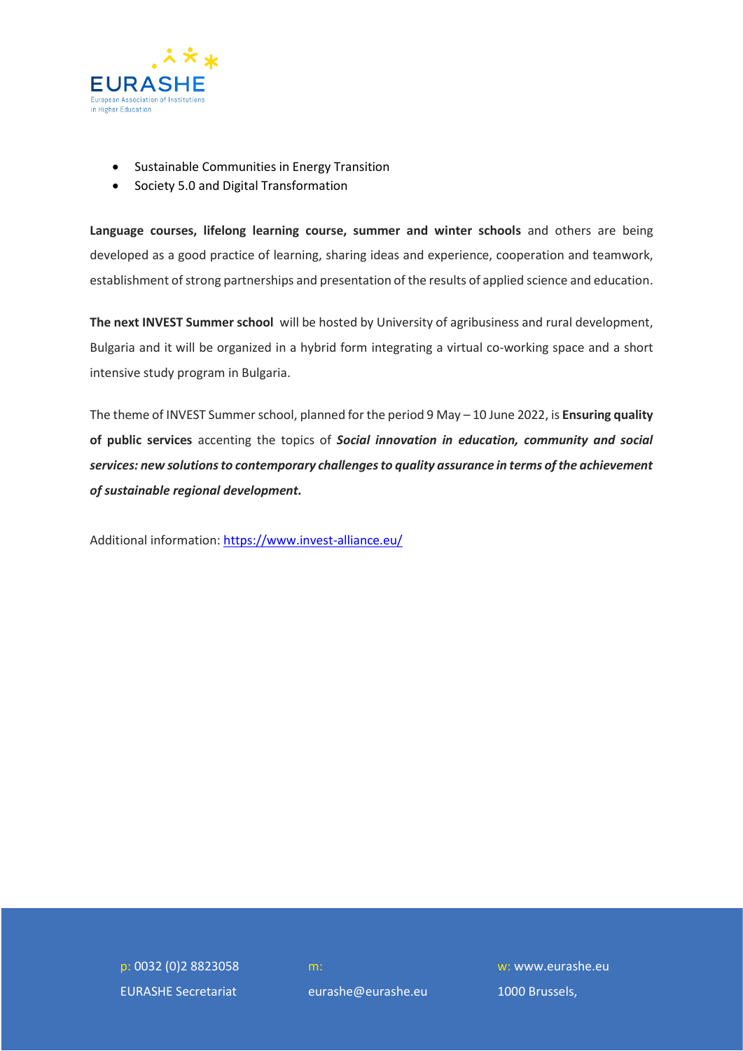- Sustainable Communities in Energy Transition
- Society 5.0 and Digital Transformation

**Language courses, lifelong learning course, summer and winter schools** and others are being developed as a good practice of learning, sharing ideas and experience, cooperation and teamwork, establishment of strong partnerships and presentation of the results of applied science and education.

**The next INVEST Summer school** will be hosted by University of agribusiness and rural development, Bulgaria and it will be organized in a hybrid form integrating a virtual co-working space and a short intensive study program in Bulgaria.

The theme of INVEST Summer school, planned for the period 9 May – 10 June 2022, is **Ensuring quality of public services** accenting the topics of ***Social innovation in education, community and social services: new solutions to contemporary challenges to quality assurance in terms of the achievement of sustainable regional development.***

Additional information: https://www.invest-alliance.eu/